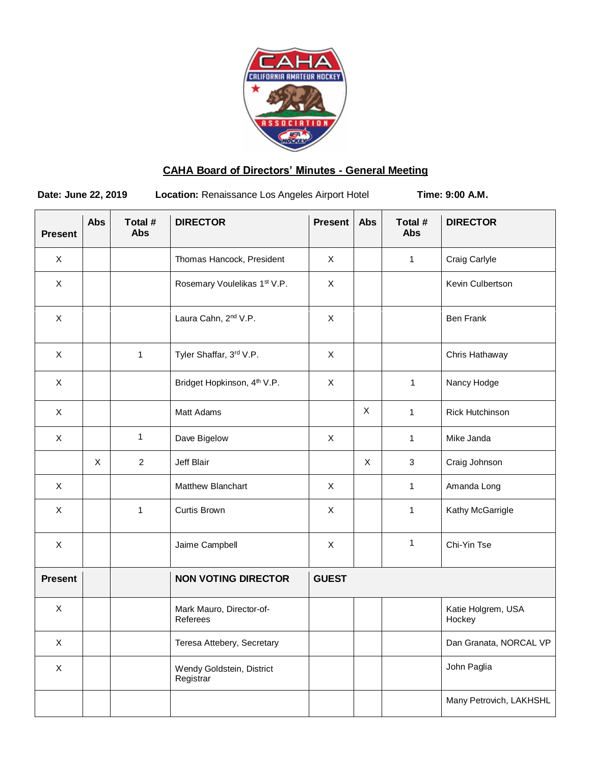## CAHA Board of Directors' Minutes - General Meeting

**Date: June 22, 2019** **Location:** Renaissance Los Angeles Airport Hotel **Time: 9:00 A.M.**

| Present | Abs | Total # Abs | DIRECTOR | Present | Abs | Total # Abs | DIRECTOR |
|---|---|---|---|---|---|---|---|
| X | | | Thomas Hancock, President | X | | 1 | Craig Carlyle |
| X | | | Rosemary Voulelikas 1st V.P. | X | | | Kevin Culbertson |
| X | | | Laura Cahn, 2nd V.P. | X | | | Ben Frank |
| X | | 1 | Tyler Shaffar, 3rd V.P. | X | | | Chris Hathaway |
| X | | | Bridget Hopkinson, 4th V.P. | X | | 1 | Nancy Hodge |
| X | | | Matt Adams | | X | 1 | Rick Hutchinson |
| X | | 1 | Dave Bigelow | X | | 1 | Mike Janda |
| | X | 2 | Jeff Blair | | X | 3 | Craig Johnson |
| X | | | Matthew Blanchart | X | | 1 | Amanda Long |
| X | | 1 | Curtis Brown | X | | 1 | Kathy McGarrigle |
| X | | | Jaime Campbell | X | | 1 | Chi-Yin Tse |
| **Present** | | | **NON VOTING DIRECTOR** | **GUEST** | | | |
| X | | | Mark Mauro, Director-of-Referees | | | | Katie Holgrem, USA Hockey |
| X | | | Teresa Attebery, Secretary | | | | Dan Granata, NORCAL VP |
| X | | | Wendy Goldstein, District Registrar | | | | John Paglia |
| | | | | | | | Many Petrovich, LAKHSHL |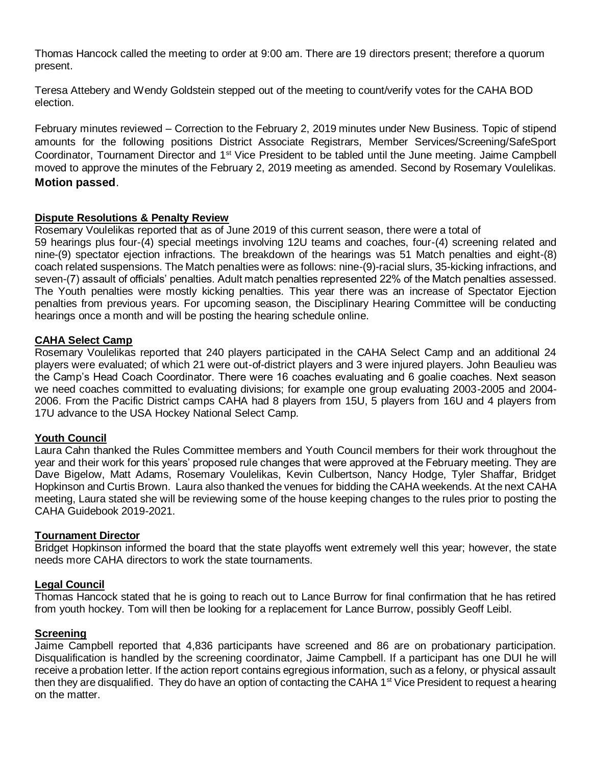Thomas Hancock called the meeting to order at 9:00 am. There are 19 directors present; therefore a quorum present.

Teresa Attebery and Wendy Goldstein stepped out of the meeting to count/verify votes for the CAHA BOD election.

February minutes reviewed – Correction to the February 2, 2019 minutes under New Business. Topic of stipend amounts for the following positions District Associate Registrars, Member Services/Screening/SafeSport Coordinator, Tournament Director and 1st Vice President to be tabled until the June meeting. Jaime Campbell moved to approve the minutes of the February 2, 2019 meeting as amended. Second by Rosemary Voulelikas. **Motion passed**.

**Dispute Resolutions & Penalty Review**

Rosemary Voulelikas reported that as of June 2019 of this current season, there were a total of 59 hearings plus four-(4) special meetings involving 12U teams and coaches, four-(4) screening related and nine-(9) spectator ejection infractions. The breakdown of the hearings was 51 Match penalties and eight-(8) coach related suspensions. The Match penalties were as follows: nine-(9)-racial slurs, 35-kicking infractions, and seven-(7) assault of officials' penalties. Adult match penalties represented 22% of the Match penalties assessed. The Youth penalties were mostly kicking penalties. This year there was an increase of Spectator Ejection penalties from previous years. For upcoming season, the Disciplinary Hearing Committee will be conducting hearings once a month and will be posting the hearing schedule online.

**CAHA Select Camp**

Rosemary Voulelikas reported that 240 players participated in the CAHA Select Camp and an additional 24 players were evaluated; of which 21 were out-of-district players and 3 were injured players. John Beaulieu was the Camp's Head Coach Coordinator. There were 16 coaches evaluating and 6 goalie coaches. Next season we need coaches committed to evaluating divisions; for example one group evaluating 2003-2005 and 2004-2006. From the Pacific District camps CAHA had 8 players from 15U, 5 players from 16U and 4 players from 17U advance to the USA Hockey National Select Camp.

**Youth Council**

Laura Cahn thanked the Rules Committee members and Youth Council members for their work throughout the year and their work for this years' proposed rule changes that were approved at the February meeting. They are Dave Bigelow, Matt Adams, Rosemary Voulelikas, Kevin Culbertson, Nancy Hodge, Tyler Shaffar, Bridget Hopkinson and Curtis Brown. Laura thanked the venues for bidding the CAHA weekends. At the next CAHA meeting, Laura stated she will be reviewing some of the house keeping changes to the rules prior to posting the CAHA Guidebook 2019-2021.

**Tournament Director**

Bridget Hopkinson informed the board that the state playoffs went extremely well this year; however, the state needs more CAHA directors to work the state tournaments.

**Legal Council**

Thomas Hancock stated that he is going to reach out to Lance Burrow for final confirmation that he has retired from youth hockey. Tom will then be looking for a replacement for Lance Burrow, possibly Geoff Leibl.

**Screening**

Jaime Campbell reported that 4,836 participants have screened and 86 are on probationary participation. Disqualification is handled by the screening coordinator, Jaime Campbell. If a participant has one DUI he will receive a probation letter. If the action report contains egregious information, such as a felony, or physical assault then they are disqualified. They do have an option of contacting the CAHA 1st Vice President to request a hearing on the matter.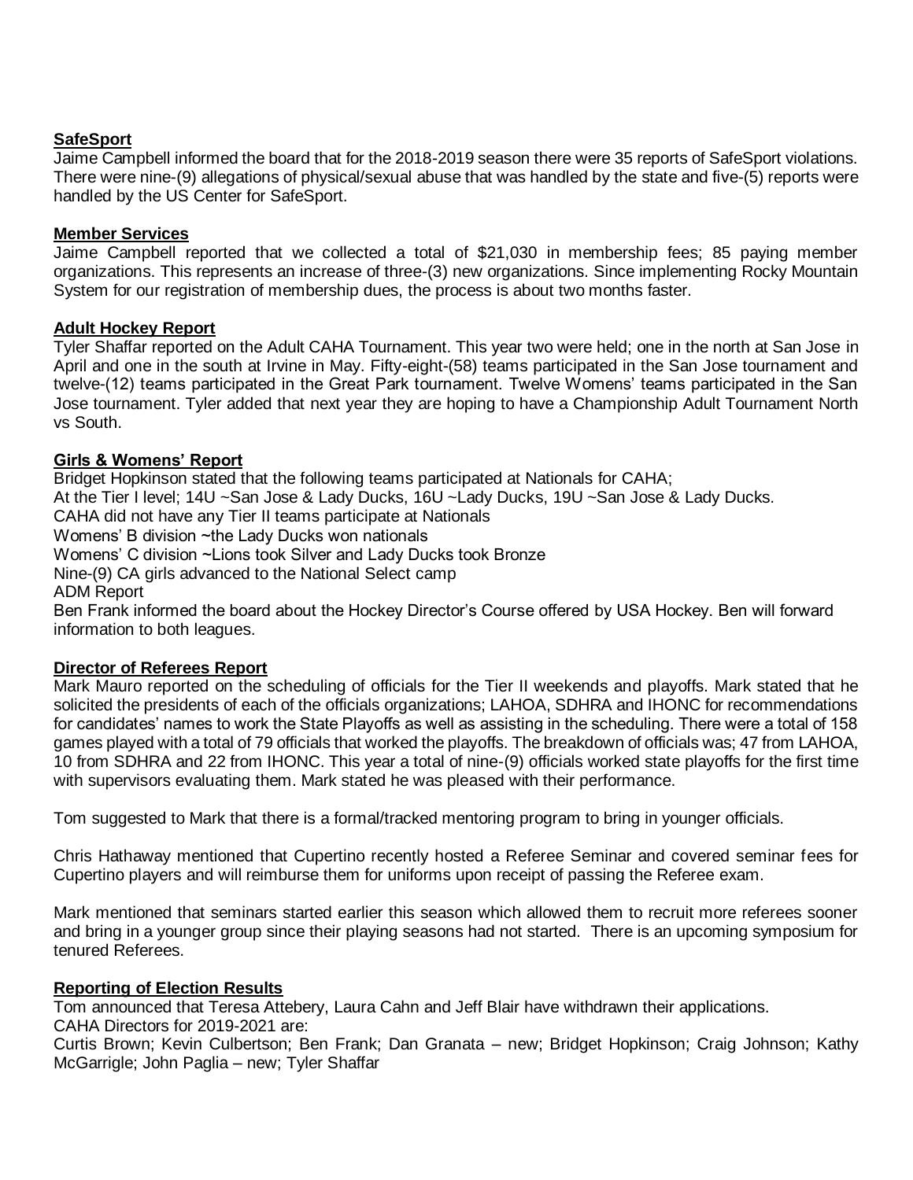**SafeSport**

Jaime Campbell informed the board that for the 2018-2019 season there were 35 reports of SafeSport violations. There were nine-(9) allegations of physical/sexual abuse that was handled by the state and five-(5) reports were handled by the US Center for SafeSport.

**Member Services**

Jaime Campbell reported that we collected a total of $21,030 in membership fees; 85 paying member organizations. This represents an increase of three-(3) new organizations. Since implementing Rocky Mountain System for our registration of membership dues, the process is about two months faster.

**Adult Hockey Report**

Tyler Shaffar reported on the Adult CAHA Tournament. This year two were held; one in the north at San Jose in April and one in the south at Irvine in May. Fifty-eight-(58) teams participated in the San Jose tournament and twelve-(12) teams participated in the Great Park tournament. Twelve Womens' teams participated in the San Jose tournament. Tyler added that next year they are hoping to have a Championship Adult Tournament North vs South.

**Girls & Womens' Report**

Bridget Hopkinson stated that the following teams participated at Nationals for CAHA;
At the Tier I level; 14U ~San Jose & Lady Ducks, 16U ~Lady Ducks, 19U ~San Jose & Lady Ducks.
CAHA did not have any Tier II teams participate at Nationals
Womens' B division ~the Lady Ducks won nationals
Womens' C division ~Lions took Silver and Lady Ducks took Bronze
Nine-(9) CA girls advanced to the National Select camp
ADM Report
Ben Frank informed the board about the Hockey Director's Course offered by USA Hockey. Ben will forward information to both leagues.

**Director of Referees Report**

Mark Mauro reported on the scheduling of officials for the Tier II weekends and playoffs. Mark stated that he solicited the presidents of each of the officials organizations; LAHOA, SDHRA and IHONC for recommendations for candidates' names to work the State Playoffs as well as assisting in the scheduling. There were a total of 158 games played with a total of 79 officials that worked the playoffs. The breakdown of officials was; 47 from LAHOA, 10 from SDHRA and 22 from IHONC. This year a total of nine-(9) officials worked state playoffs for the first time with supervisors evaluating them. Mark stated he was pleased with their performance.

Tom suggested to Mark that there is a formal/tracked mentoring program to bring in younger officials.

Chris Hathaway mentioned that Cupertino recently hosted a Referee Seminar and covered seminar fees for Cupertino players and will reimburse them for uniforms upon receipt of passing the Referee exam.

Mark mentioned that seminars started earlier this season which allowed them to recruit more referees sooner and bring in a younger group since their playing seasons had not started. There is an upcoming symposium for tenured Referees.

**Reporting of Election Results**

Tom announced that Teresa Attebery, Laura Cahn and Jeff Blair have withdrawn their applications.
CAHA Directors for 2019-2021 are:
Curtis Brown; Kevin Culbertson; Ben Frank; Dan Granata – new; Bridget Hopkinson; Craig Johnson; Kathy McGarrigle; John Paglia – new; Tyler Shaffar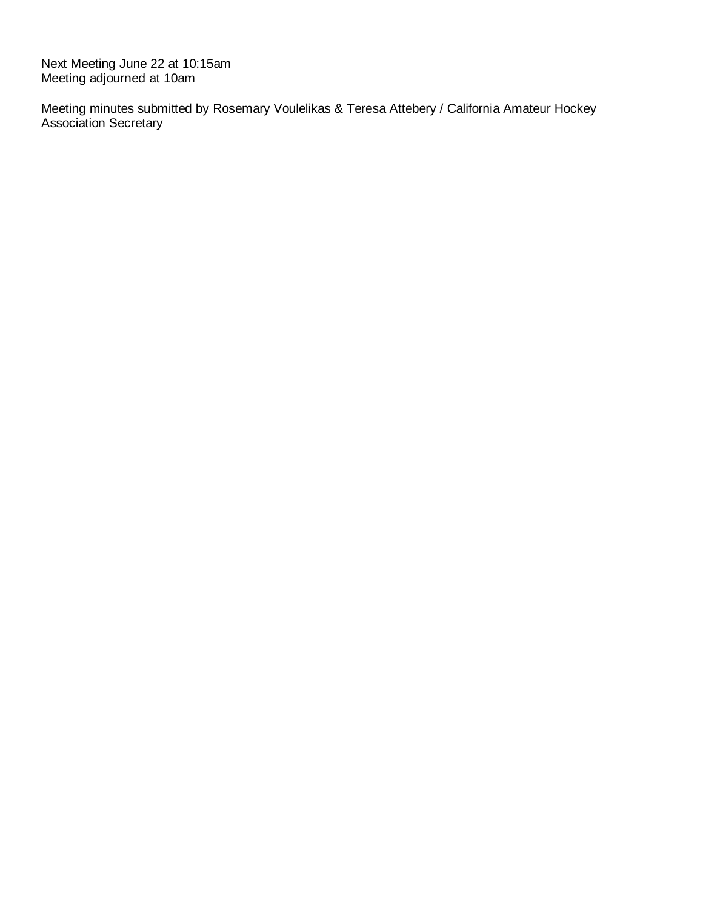Next Meeting June 22 at 10:15am
Meeting adjourned at 10am

Meeting minutes submitted by Rosemary Voulelikas & Teresa Attebery / California Amateur Hockey Association Secretary